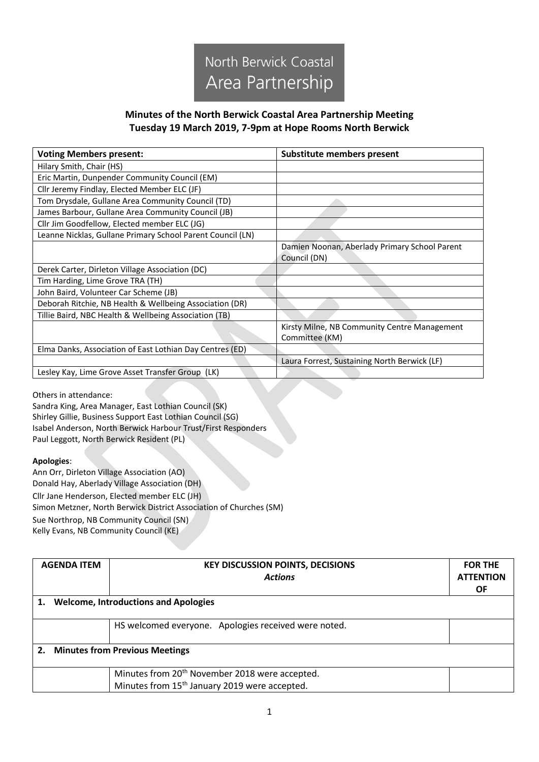North Berwick Coastal Area Partnership

## Minutes of the North Berwick Coastal Area Partnership Meeting
## Tuesday 19 March 2019, 7-9pm at Hope Rooms North Berwick

| Voting Members present: | Substitute members present |
|---|---|
| Hilary Smith, Chair (HS) | |
| Eric Martin, Dunpender Community Council (EM) | |
| Cllr Jeremy Findlay, Elected Member ELC (JF) | |
| Tom Drysdale, Gullane Area Community Council (TD) | |
| James Barbour, Gullane Area Community Council (JB) | |
| Cllr Jim Goodfellow, Elected member ELC (JG) | |
| Leanne Nicklas, Gullane Primary School Parent Council (LN) | |
| | Damien Noonan, Aberlady Primary School Parent Council (DN) |
| Derek Carter, Dirleton Village Association (DC) | |
| Tim Harding, Lime Grove TRA (TH) | |
| John Baird, Volunteer Car Scheme (JB) | |
| Deborah Ritchie, NB Health & Wellbeing Association (DR) | |
| Tillie Baird, NBC Health & Wellbeing Association (TB) | |
| | Kirsty Milne, NB Community Centre Management Committee (KM) |
| Elma Danks, Association of East Lothian Day Centres (ED) | |
| | Laura Forrest, Sustaining North Berwick (LF) |
| Lesley Kay, Lime Grove Asset Transfer Group (LK) | |

Others in attendance:
Sandra King, Area Manager, East Lothian Council (SK)
Shirley Gillie, Business Support East Lothian Council (SG)
Isabel Anderson, North Berwick Harbour Trust/First Responders
Paul Leggott, North Berwick Resident (PL)

**Apologies**:
Ann Orr, Dirleton Village Association (AO)
Donald Hay, Aberlady Village Association (DH)
Cllr Jane Henderson, Elected member ELC (JH)
Simon Metzner, North Berwick District Association of Churches (SM)
Sue Northrop, NB Community Council (SN)
Kelly Evans, NB Community Council (KE)

| AGENDA ITEM | KEY DISCUSSION POINTS, DECISIONS *Actions* | FOR THE ATTENTION OF |
|---|---|---|
| **1. Welcome, Introductions and Apologies** | | |
| | HS welcomed everyone. Apologies received were noted. | |
| **2. Minutes from Previous Meetings** | | |
| | Minutes from 20th November 2018 were accepted.<br>Minutes from 15th January 2019 were accepted. | |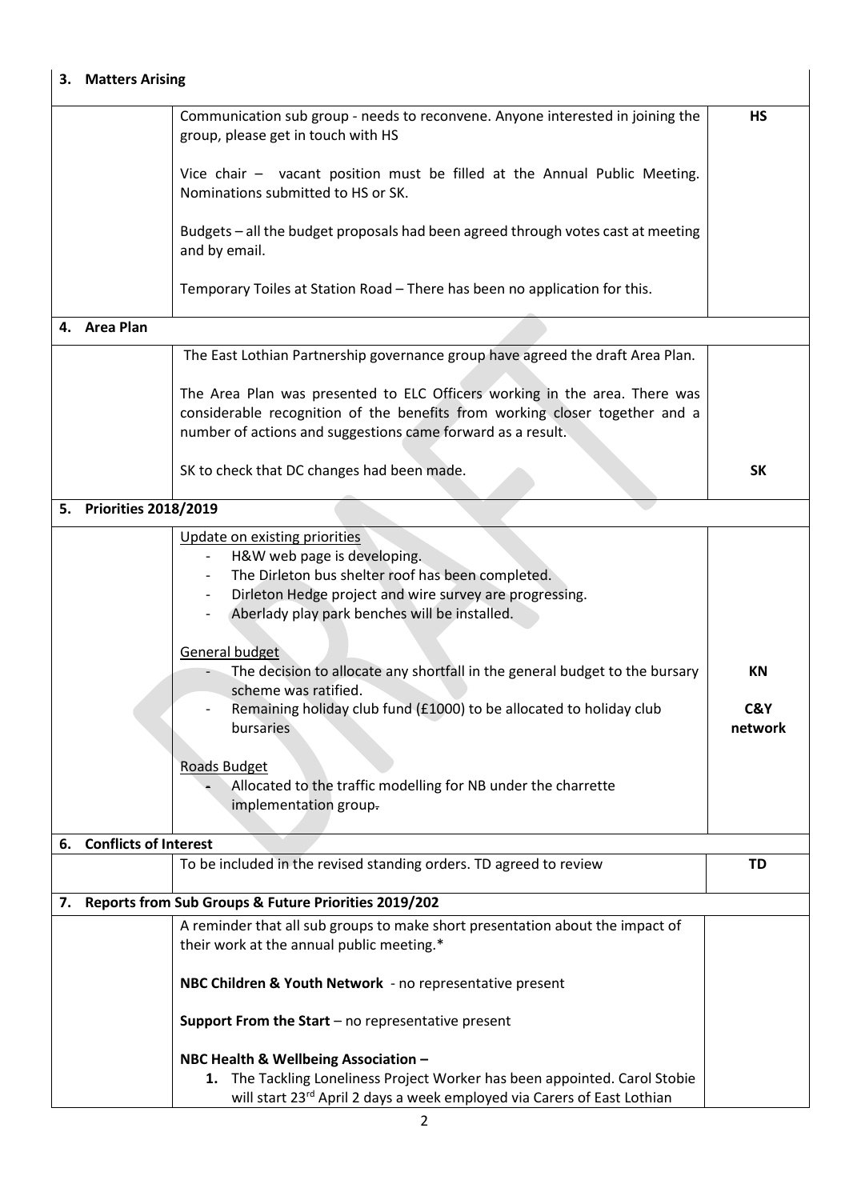| | | |
|---|---|---|
| **3. Matters Arising** | | |
| | Communication sub group - needs to reconvene. Anyone interested in joining the group, please get in touch with HS<br><br>Vice chair – vacant position must be filled at the Annual Public Meeting. Nominations submitted to HS or SK.<br><br>Budgets – all the budget proposals had been agreed through votes cast at meeting and by email.<br><br>Temporary Toiles at Station Road – There has been no application for this. | **HS** |
| **4. Area Plan** | | |
| | The East Lothian Partnership governance group have agreed the draft Area Plan.<br><br>The Area Plan was presented to ELC Officers working in the area. There was considerable recognition of the benefits from working closer together and a number of actions and suggestions came forward as a result.<br><br>SK to check that DC changes had been made. | <br><br><br><br><br><br>**SK** |
| **5. Priorities 2018/2019** | | |
| | Update on existing priorities<br>- H&W web page is developing.<br>- The Dirleton bus shelter roof has been completed.<br>- Dirleton Hedge project and wire survey are progressing.<br>- Aberlady play park benches will be installed.<br><br>General budget<br>- The decision to allocate any shortfall in the general budget to the bursary scheme was ratified.<br>- Remaining holiday club fund (£1000) to be allocated to holiday club bursaries<br><br>Roads Budget<br>- Allocated to the traffic modelling for NB under the charrette implementation group. | <br><br><br><br><br><br><br>**KN**<br><br>**C&Y network** |
| **6. Conflicts of Interest** | | |
| | To be included in the revised standing orders. TD agreed to review | **TD** |
| **7. Reports from Sub Groups & Future Priorities 2019/202** | | |
| | A reminder that all sub groups to make short presentation about the impact of their work at the annual public meeting.*<br><br>**NBC Children & Youth Network** - no representative present<br><br>**Support From the Start** – no representative present<br><br>**NBC Health & Wellbeing Association –**<br>**1.** The Tackling Loneliness Project Worker has been appointed. Carol Stobie will start 23rd April 2 days a week employed via Carers of East Lothian | |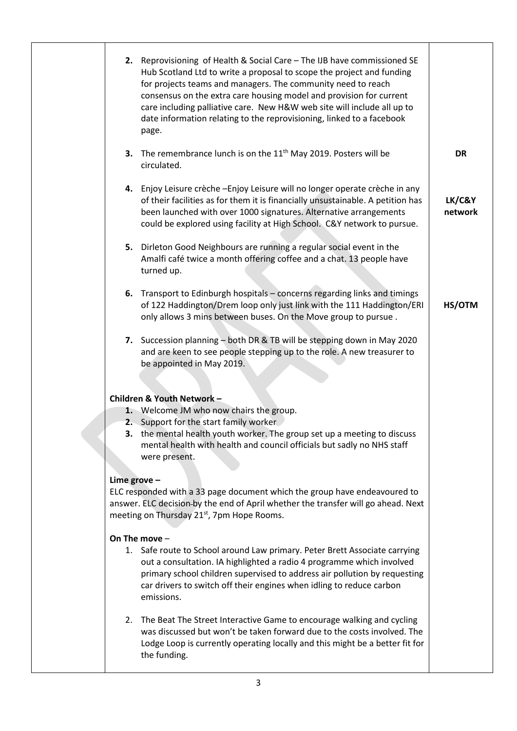| | | |
|---|---|---|
| | **2.** Reprovisioning of Health & Social Care – The IJB have commissioned SE Hub Scotland Ltd to write a proposal to scope the project and funding for projects teams and managers. The community need to reach consensus on the extra care housing model and provision for current care including palliative care. New H&W web site will include all up to date information relating to the reprovisioning, linked to a facebook page. | |
| | **3.** The remembrance lunch is on the 11th May 2019. Posters will be circulated. | **DR** |
| | **4.** Enjoy Leisure crèche –Enjoy Leisure will no longer operate crèche in any of their facilities as for them it is financially unsustainable. A petition has been launched with over 1000 signatures. Alternative arrangements could be explored using facility at High School. C&Y network to pursue. | **LK/C&Y network** |
| | **5.** Dirleton Good Neighbours are running a regular social event in the Amalfi café twice a month offering coffee and a chat. 13 people have turned up. | |
| | **6.** Transport to Edinburgh hospitals – concerns regarding links and timings of 122 Haddington/Drem loop only just link with the 111 Haddington/ERI only allows 3 mins between buses. On the Move group to pursue . | **HS/OTM** |
| | **7.** Succession planning – both DR & TB will be stepping down in May 2020 and are keen to see people stepping up to the role. A new treasurer to be appointed in May 2019. | |
| | **Children & Youth Network –**<br>**1.** Welcome JM who now chairs the group.<br>**2.** Support for the start family worker<br>**3.** the mental health youth worker. The group set up a meeting to discuss mental health with health and council officials but sadly no NHS staff were present. | |
| | **Lime grove –**<br>ELC responded with a 33 page document which the group have endeavoured to answer. ELC decision by the end of April whether the transfer will go ahead. Next meeting on Thursday 21st, 7pm Hope Rooms. | |
| | **On The move** –<br>1. Safe route to School around Law primary. Peter Brett Associate carrying out a consultation. IA highlighted a radio 4 programme which involved primary school children supervised to address air pollution by requesting car drivers to switch off their engines when idling to reduce carbon emissions.<br>2. The Beat The Street Interactive Game to encourage walking and cycling was discussed but won't be taken forward due to the costs involved. The Lodge Loop is currently operating locally and this might be a better fit for the funding. | |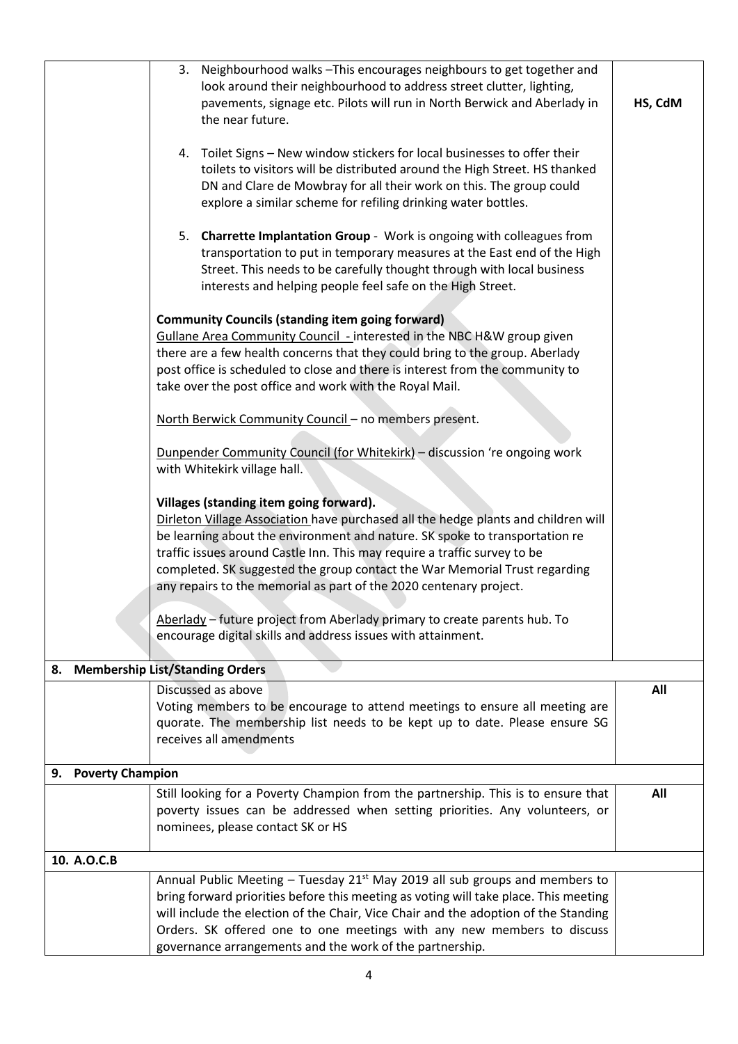| | | |
|---|---|---|
| | 3. Neighbourhood walks –This encourages neighbours to get together and look around their neighbourhood to address street clutter, lighting, pavements, signage etc. Pilots will run in North Berwick and Aberlady in the near future.<br><br>4. Toilet Signs – New window stickers for local businesses to offer their toilets to visitors will be distributed around the High Street. HS thanked DN and Clare de Mowbray for all their work on this. The group could explore a similar scheme for refiling drinking water bottles.<br><br>5. **Charrette Implantation Group** - Work is ongoing with colleagues from transportation to put in temporary measures at the East end of the High Street. This needs to be carefully thought through with local business interests and helping people feel safe on the High Street.<br><br>**Community Councils (standing item going forward)**<br>Gullane Area Community Council - interested in the NBC H&W group given there are a few health concerns that they could bring to the group. Aberlady post office is scheduled to close and there is interest from the community to take over the post office and work with the Royal Mail.<br><br>North Berwick Community Council – no members present.<br><br>Dunpender Community Council (for Whitekirk) – discussion 're ongoing work with Whitekirk village hall.<br><br>**Villages (standing item going forward).**<br>Dirleton Village Association have purchased all the hedge plants and children will be learning about the environment and nature. SK spoke to transportation re traffic issues around Castle Inn. This may require a traffic survey to be completed. SK suggested the group contact the War Memorial Trust regarding any repairs to the memorial as part of the 2020 centenary project.<br><br>Aberlady – future project from Aberlady primary to create parents hub. To encourage digital skills and address issues with attainment. | **HS, CdM** |
| **8. Membership List/Standing Orders** | | |
| | Discussed as above<br>Voting members to be encourage to attend meetings to ensure all meeting are quorate. The membership list needs to be kept up to date. Please ensure SG receives all amendments | **All** |
| **9. Poverty Champion** | | |
| | Still looking for a Poverty Champion from the partnership. This is to ensure that poverty issues can be addressed when setting priorities. Any volunteers, or nominees, please contact SK or HS | **All** |
| **10. A.O.C.B** | | |
| | Annual Public Meeting – Tuesday 21st May 2019 all sub groups and members to bring forward priorities before this meeting as voting will take place. This meeting will include the election of the Chair, Vice Chair and the adoption of the Standing Orders. SK offered one to one meetings with any new members to discuss governance arrangements and the work of the partnership. | |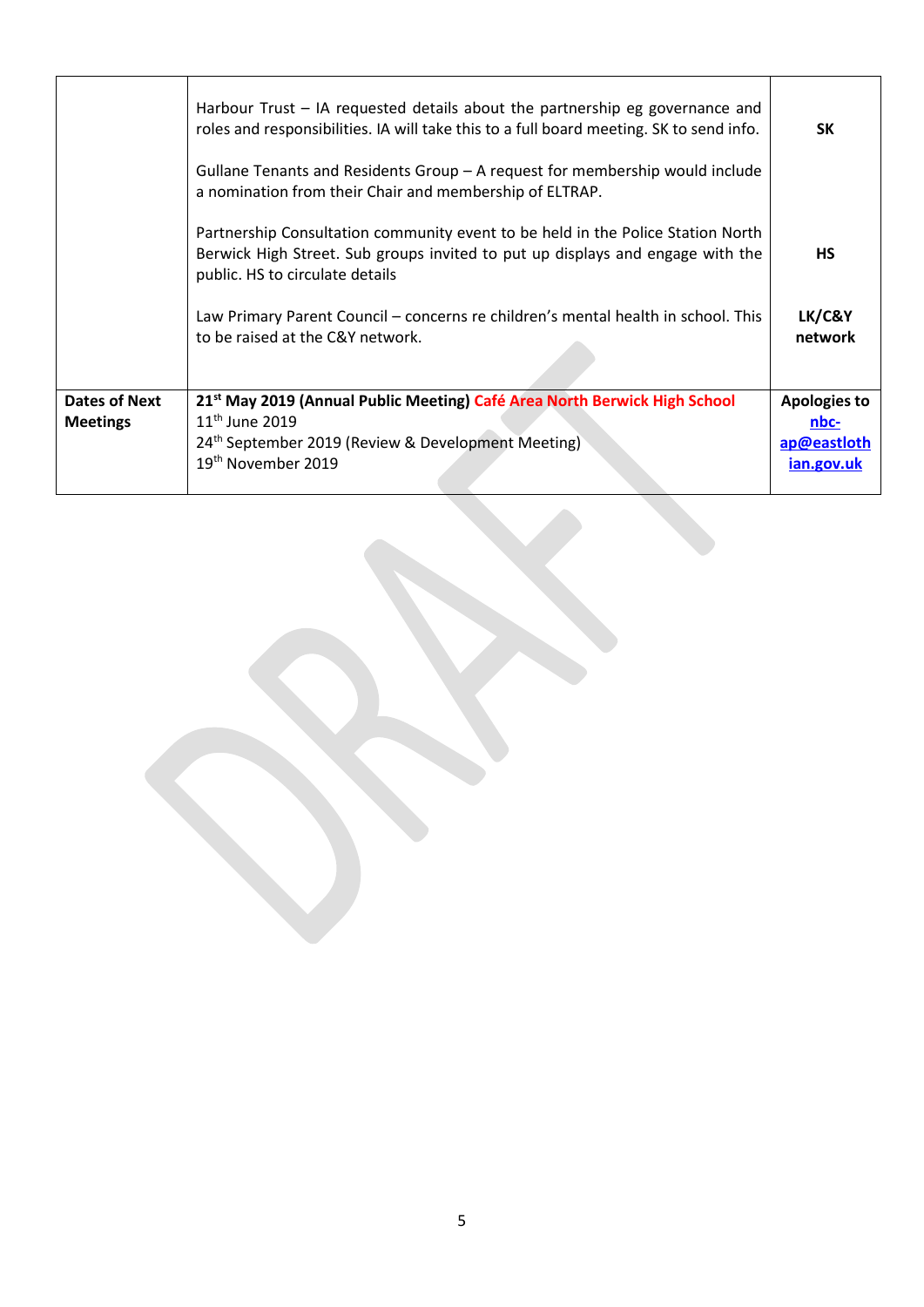| | | |
|---|---|---|
| | Harbour Trust – IA requested details about the partnership eg governance and roles and responsibilities. IA will take this to a full board meeting. SK to send info.<br><br>Gullane Tenants and Residents Group – A request for membership would include a nomination from their Chair and membership of ELTRAP.<br><br>Partnership Consultation community event to be held in the Police Station North Berwick High Street. Sub groups invited to put up displays and engage with the public. HS to circulate details<br><br>Law Primary Parent Council – concerns re children's mental health in school. This to be raised at the C&Y network. | **SK**<br><br><br><br>**HS**<br><br>**LK/C&Y network** |
| **Dates of Next Meetings** | **21st May 2019 (Annual Public Meeting) Café Area North Berwick High School**<br>11th June 2019<br>24th September 2019 (Review & Development Meeting)<br>19th November 2019 | **Apologies to nbc-ap@eastlothian.gov.uk** |